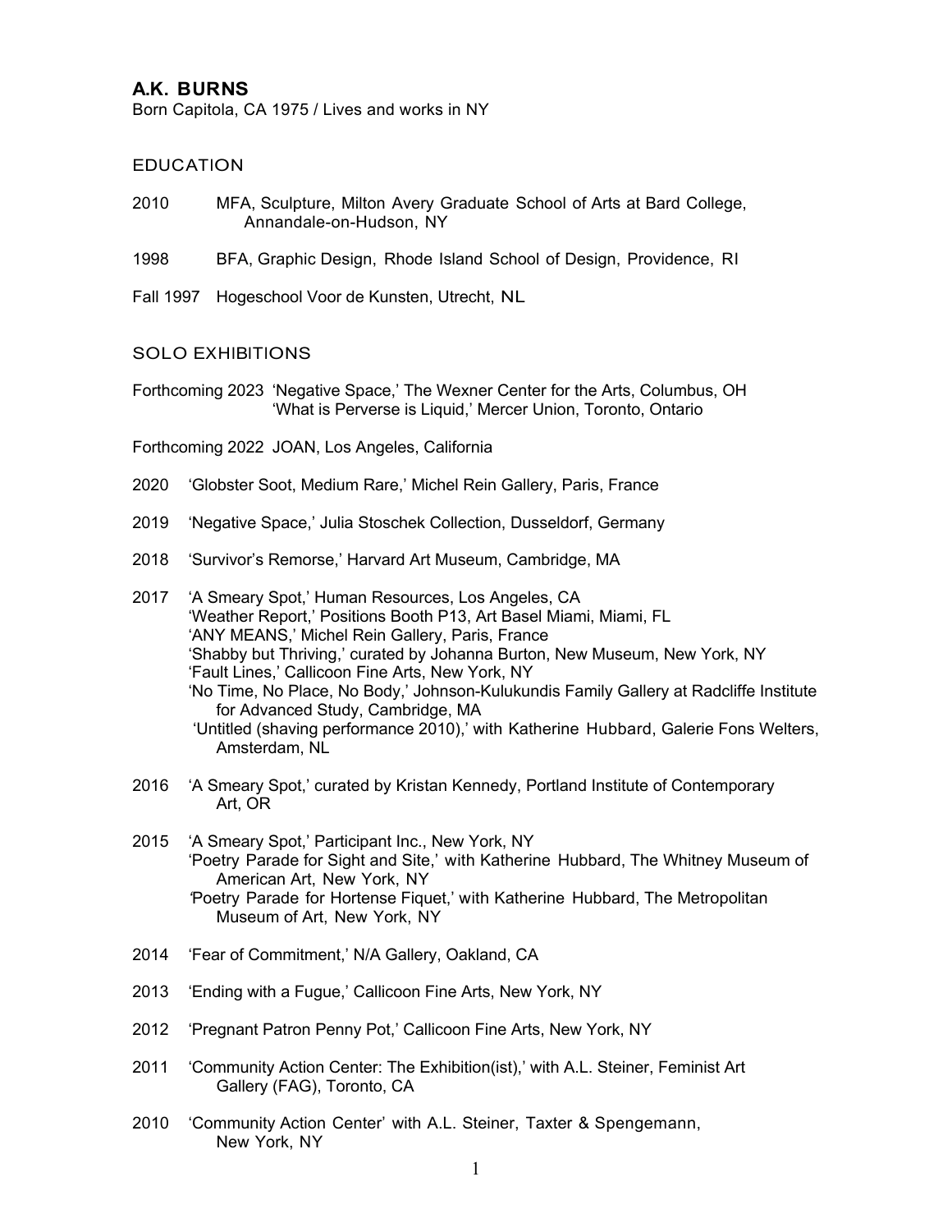# A.K. BURNS

Born Capitola, CA 1975 / Lives and works in NY

## EDUCATION

2010 MFA, Sculpture, Milton Avery Graduate School of Arts at Bard College, Annandale-on-Hudson, NY

1998 BFA, Graphic Design, Rhode Island School of Design, Providence, RI

Fall 1997 Hogeschool Voor de Kunsten, Utrecht, NL

## SOLO EXHIBITIONS

Forthcoming 2023 'Negative Space,' The Wexner Center for the Arts, Columbus, OH
'What is Perverse is Liquid,' Mercer Union, Toronto, Ontario

Forthcoming 2022 JOAN, Los Angeles, California

2020 'Globster Soot, Medium Rare,' Michel Rein Gallery, Paris, France

2019 'Negative Space,' Julia Stoschek Collection, Dusseldorf, Germany

2018 'Survivor's Remorse,' Harvard Art Museum, Cambridge, MA

2017 'A Smeary Spot,' Human Resources, Los Angeles, CA
'Weather Report,' Positions Booth P13, Art Basel Miami, Miami, FL
'ANY MEANS,' Michel Rein Gallery, Paris, France
'Shabby but Thriving,' curated by Johanna Burton, New Museum, New York, NY
'Fault Lines,' Callicoon Fine Arts, New York, NY
'No Time, No Place, No Body,' Johnson-Kulukundis Family Gallery at Radcliffe Institute for Advanced Study, Cambridge, MA
'Untitled (shaving performance 2010),' with Katherine Hubbard, Galerie Fons Welters, Amsterdam, NL

2016 'A Smeary Spot,' curated by Kristan Kennedy, Portland Institute of Contemporary Art, OR

2015 'A Smeary Spot,' Participant Inc., New York, NY
'Poetry Parade for Sight and Site,' with Katherine Hubbard, The Whitney Museum of American Art, New York, NY
'Poetry Parade for Hortense Fiquet,' with Katherine Hubbard, The Metropolitan Museum of Art, New York, NY

2014 'Fear of Commitment,' N/A Gallery, Oakland, CA

2013 'Ending with a Fugue,' Callicoon Fine Arts, New York, NY

2012 'Pregnant Patron Penny Pot,' Callicoon Fine Arts, New York, NY

2011 'Community Action Center: The Exhibition(ist),' with A.L. Steiner, Feminist Art Gallery (FAG), Toronto, CA

2010 'Community Action Center' with A.L. Steiner, Taxter & Spengemann, New York, NY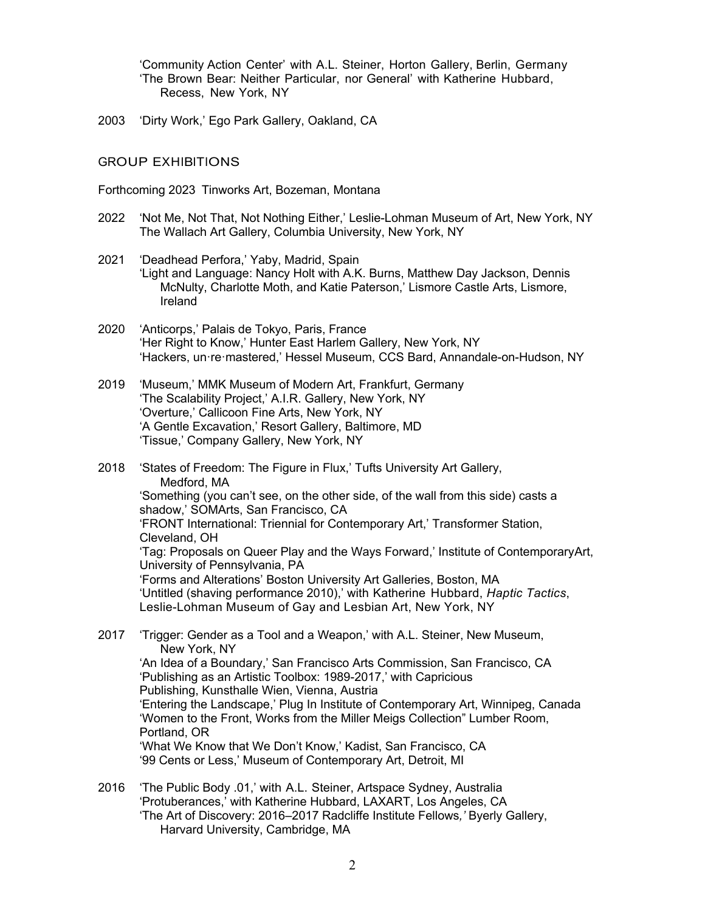'Community Action Center' with A.L. Steiner, Horton Gallery, Berlin, Germany
'The Brown Bear: Neither Particular, nor General' with Katherine Hubbard, Recess, New York, NY

2003 'Dirty Work,' Ego Park Gallery, Oakland, CA

## GROUP EXHIBITIONS

Forthcoming 2023 Tinworks Art, Bozeman, Montana

2022 'Not Me, Not That, Not Nothing Either,' Leslie-Lohman Museum of Art, New York, NY
The Wallach Art Gallery, Columbia University, New York, NY

2021 'Deadhead Perfora,' Yaby, Madrid, Spain
'Light and Language: Nancy Holt with A.K. Burns, Matthew Day Jackson, Dennis McNulty, Charlotte Moth, and Katie Paterson,' Lismore Castle Arts, Lismore, Ireland

2020 'Anticorps,' Palais de Tokyo, Paris, France
'Her Right to Know,' Hunter East Harlem Gallery, New York, NY
'Hackers, un·re·mastered,' Hessel Museum, CCS Bard, Annandale-on-Hudson, NY

2019 'Museum,' MMK Museum of Modern Art, Frankfurt, Germany
'The Scalability Project,' A.I.R. Gallery, New York, NY
'Overture,' Callicoon Fine Arts, New York, NY
'A Gentle Excavation,' Resort Gallery, Baltimore, MD
'Tissue,' Company Gallery, New York, NY

2018 'States of Freedom: The Figure in Flux,' Tufts University Art Gallery, Medford, MA
'Something (you can't see, on the other side, of the wall from this side) casts a shadow,' SOMArts, San Francisco, CA
'FRONT International: Triennial for Contemporary Art,' Transformer Station, Cleveland, OH
'Tag: Proposals on Queer Play and the Ways Forward,' Institute of ContemporaryArt, University of Pennsylvania, PA
'Forms and Alterations' Boston University Art Galleries, Boston, MA
'Untitled (shaving performance 2010),' with Katherine Hubbard, *Haptic Tactics*, Leslie-Lohman Museum of Gay and Lesbian Art, New York, NY

2017 'Trigger: Gender as a Tool and a Weapon,' with A.L. Steiner, New Museum, New York, NY
'An Idea of a Boundary,' San Francisco Arts Commission, San Francisco, CA
'Publishing as an Artistic Toolbox: 1989-2017,' with Capricious Publishing, Kunsthalle Wien, Vienna, Austria
'Entering the Landscape,' Plug In Institute of Contemporary Art, Winnipeg, Canada
'Women to the Front, Works from the Miller Meigs Collection" Lumber Room, Portland, OR
'What We Know that We Don't Know,' Kadist, San Francisco, CA
'99 Cents or Less,' Museum of Contemporary Art, Detroit, MI

2016 'The Public Body .01,' with A.L. Steiner, Artspace Sydney, Australia
'Protuberances,' with Katherine Hubbard, LAXART, Los Angeles, CA
'The Art of Discovery: 2016–2017 Radcliffe Institute Fellows*,'* Byerly Gallery, Harvard University, Cambridge, MA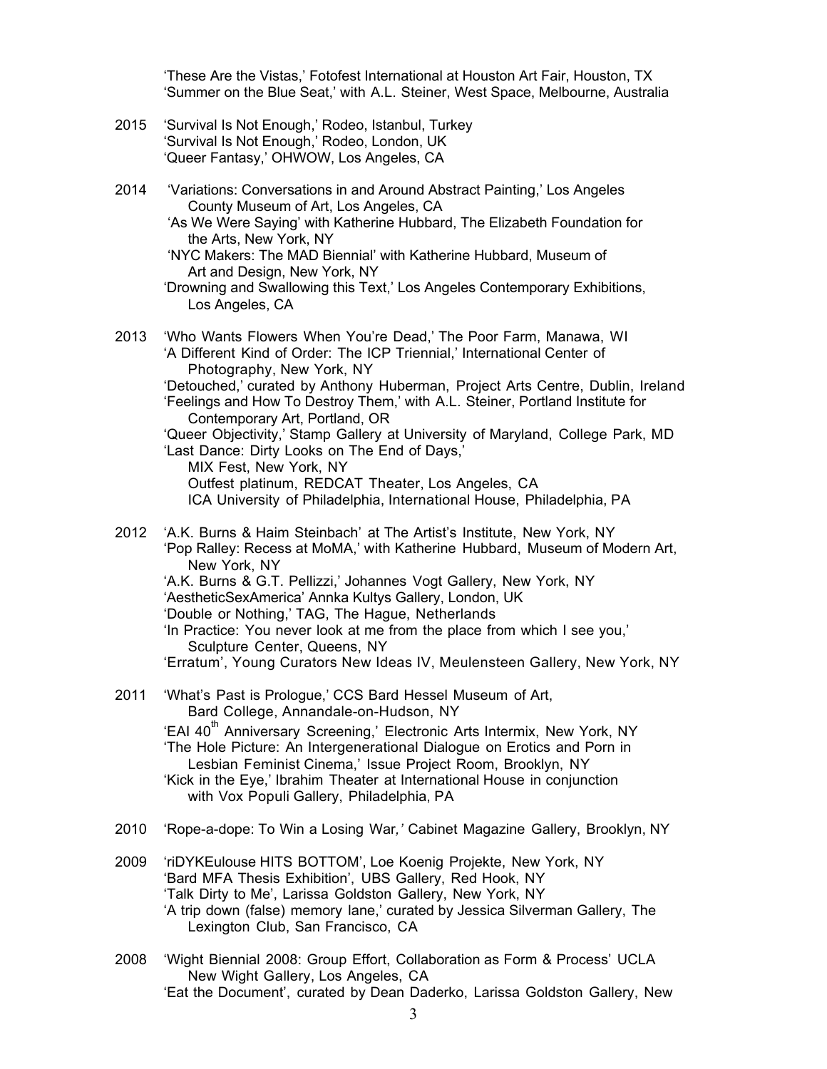'These Are the Vistas,' Fotofest International at Houston Art Fair, Houston, TX
'Summer on the Blue Seat,' with A.L. Steiner, West Space, Melbourne, Australia

2015 'Survival Is Not Enough,' Rodeo, Istanbul, Turkey
'Survival Is Not Enough,' Rodeo, London, UK
'Queer Fantasy,' OHWOW, Los Angeles, CA

2014 'Variations: Conversations in and Around Abstract Painting,' Los Angeles County Museum of Art, Los Angeles, CA
'As We Were Saying' with Katherine Hubbard, The Elizabeth Foundation for the Arts, New York, NY
'NYC Makers: The MAD Biennial' with Katherine Hubbard, Museum of Art and Design, New York, NY
'Drowning and Swallowing this Text,' Los Angeles Contemporary Exhibitions, Los Angeles, CA

2013 'Who Wants Flowers When You're Dead,' The Poor Farm, Manawa, WI
'A Different Kind of Order: The ICP Triennial,' International Center of Photography, New York, NY
'Detouched,' curated by Anthony Huberman, Project Arts Centre, Dublin, Ireland
'Feelings and How To Destroy Them,' with A.L. Steiner, Portland Institute for Contemporary Art, Portland, OR
'Queer Objectivity,' Stamp Gallery at University of Maryland, College Park, MD
'Last Dance: Dirty Looks on The End of Days,'
MIX Fest, New York, NY
Outfest platinum, REDCAT Theater, Los Angeles, CA
ICA University of Philadelphia, International House, Philadelphia, PA

2012 'A.K. Burns & Haim Steinbach' at The Artist's Institute, New York, NY
'Pop Ralley: Recess at MoMA,' with Katherine Hubbard, Museum of Modern Art, New York, NY
'A.K. Burns & G.T. Pellizzi,' Johannes Vogt Gallery, New York, NY
'AestheticSexAmerica' Annka Kultys Gallery, London, UK
'Double or Nothing,' TAG, The Hague, Netherlands
'In Practice: You never look at me from the place from which I see you,' Sculpture Center, Queens, NY
'Erratum', Young Curators New Ideas IV, Meulensteen Gallery, New York, NY

2011 'What's Past is Prologue,' CCS Bard Hessel Museum of Art, Bard College, Annandale-on-Hudson, NY
'EAI 40th Anniversary Screening,' Electronic Arts Intermix, New York, NY
'The Hole Picture: An Intergenerational Dialogue on Erotics and Porn in Lesbian Feminist Cinema,' Issue Project Room, Brooklyn, NY
'Kick in the Eye,' Ibrahim Theater at International House in conjunction with Vox Populi Gallery, Philadelphia, PA

2010 'Rope-a-dope: To Win a Losing War,' Cabinet Magazine Gallery, Brooklyn, NY

2009 'riDYKEulouse HITS BOTTOM', Loe Koenig Projekte, New York, NY
'Bard MFA Thesis Exhibition', UBS Gallery, Red Hook, NY
'Talk Dirty to Me', Larissa Goldston Gallery, New York, NY
'A trip down (false) memory lane,' curated by Jessica Silverman Gallery, The Lexington Club, San Francisco, CA

2008 'Wight Biennial 2008: Group Effort, Collaboration as Form & Process' UCLA New Wight Gallery, Los Angeles, CA
'Eat the Document', curated by Dean Daderko, Larissa Goldston Gallery, New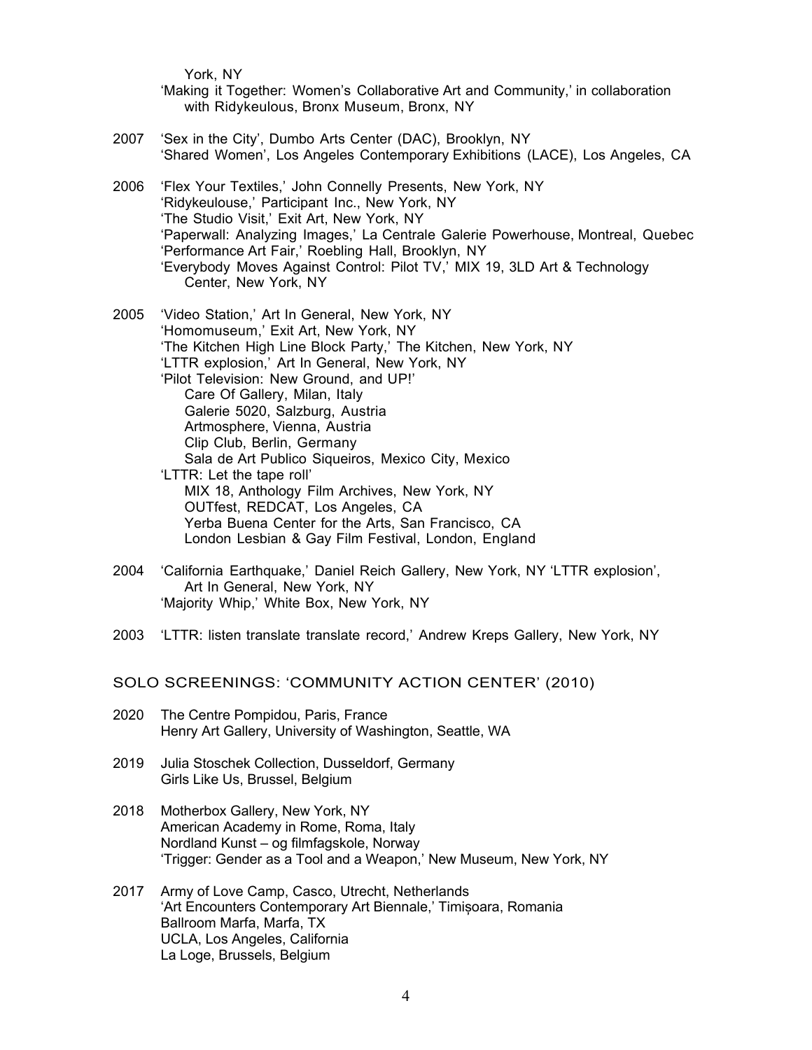York, NY

'Making it Together: Women's Collaborative Art and Community,' in collaboration with Ridykeulous, Bronx Museum, Bronx, NY

2007 'Sex in the City', Dumbo Arts Center (DAC), Brooklyn, NY
'Shared Women', Los Angeles Contemporary Exhibitions (LACE), Los Angeles, CA

2006 'Flex Your Textiles,' John Connelly Presents, New York, NY
'Ridykeulouse,' Participant Inc., New York, NY
'The Studio Visit,' Exit Art, New York, NY
'Paperwall: Analyzing Images,' La Centrale Galerie Powerhouse, Montreal, Quebec
'Performance Art Fair,' Roebling Hall, Brooklyn, NY
'Everybody Moves Against Control: Pilot TV,' MIX 19, 3LD Art & Technology Center, New York, NY

2005 'Video Station,' Art In General, New York, NY
'Homomuseum,' Exit Art, New York, NY
'The Kitchen High Line Block Party,' The Kitchen, New York, NY
'LTTR explosion,' Art In General, New York, NY
'Pilot Television: New Ground, and UP!'
Care Of Gallery, Milan, Italy
Galerie 5020, Salzburg, Austria
Artmosphere, Vienna, Austria
Clip Club, Berlin, Germany
Sala de Art Publico Siqueiros, Mexico City, Mexico
'LTTR: Let the tape roll'
MIX 18, Anthology Film Archives, New York, NY
OUTfest, REDCAT, Los Angeles, CA
Yerba Buena Center for the Arts, San Francisco, CA
London Lesbian & Gay Film Festival, London, England

2004 'California Earthquake,' Daniel Reich Gallery, New York, NY 'LTTR explosion', Art In General, New York, NY
'Majority Whip,' White Box, New York, NY

2003 'LTTR: listen translate translate record,' Andrew Kreps Gallery, New York, NY

## SOLO SCREENINGS: 'COMMUNITY ACTION CENTER' (2010)

2020 The Centre Pompidou, Paris, France
Henry Art Gallery, University of Washington, Seattle, WA

2019 Julia Stoschek Collection, Dusseldorf, Germany
Girls Like Us, Brussel, Belgium

2018 Motherbox Gallery, New York, NY
American Academy in Rome, Roma, Italy
Nordland Kunst – og filmfagskole, Norway
'Trigger: Gender as a Tool and a Weapon,' New Museum, New York, NY

2017 Army of Love Camp, Casco, Utrecht, Netherlands
'Art Encounters Contemporary Art Biennale,' Timișoara, Romania
Ballroom Marfa, Marfa, TX
UCLA, Los Angeles, California
La Loge, Brussels, Belgium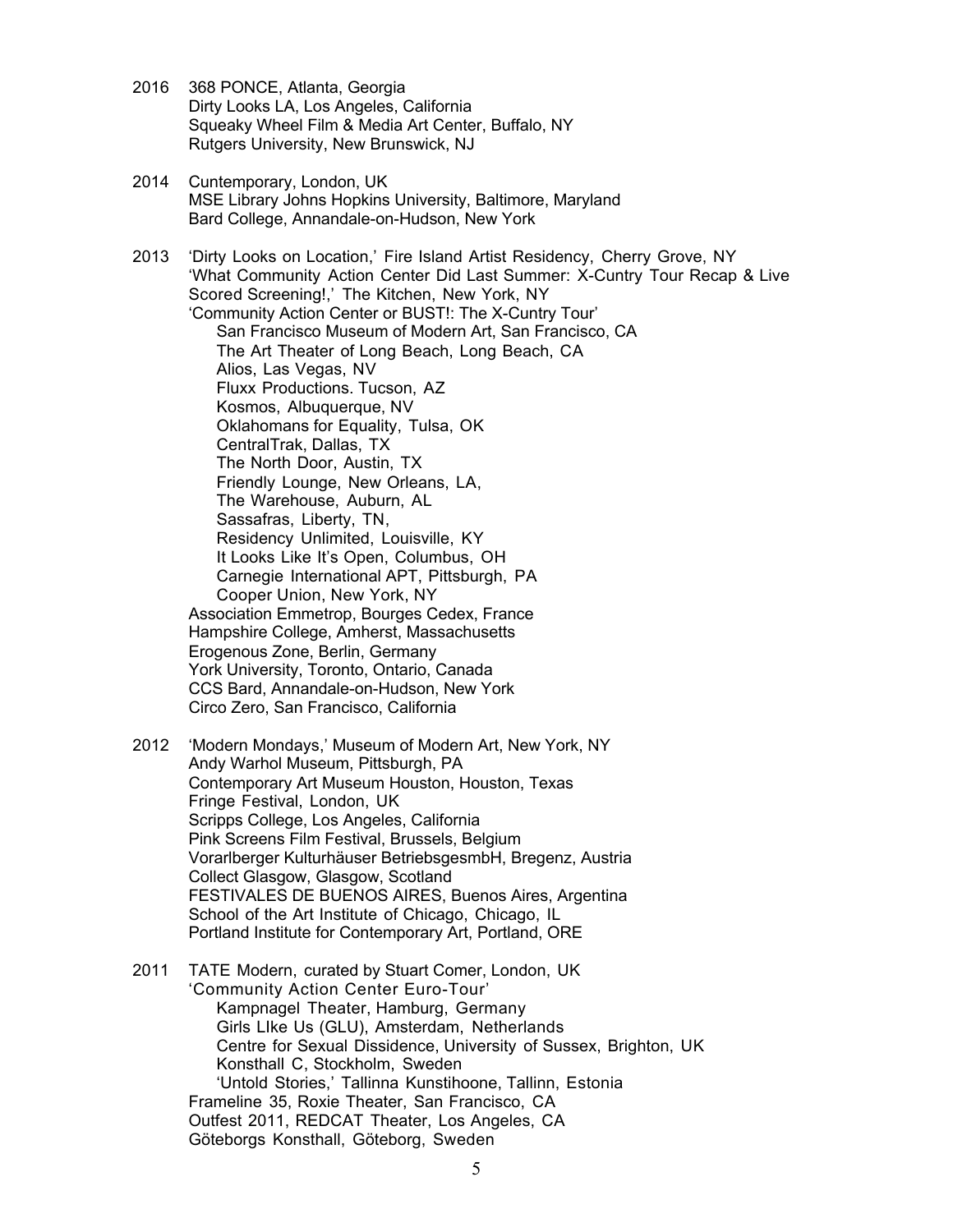2016 368 PONCE, Atlanta, Georgia
Dirty Looks LA, Los Angeles, California
Squeaky Wheel Film & Media Art Center, Buffalo, NY
Rutgers University, New Brunswick, NJ

2014 Cuntemporary, London, UK
MSE Library Johns Hopkins University, Baltimore, Maryland
Bard College, Annandale-on-Hudson, New York

2013 'Dirty Looks on Location,' Fire Island Artist Residency, Cherry Grove, NY
'What Community Action Center Did Last Summer: X-Cuntry Tour Recap & Live Scored Screening!,' The Kitchen, New York, NY
'Community Action Center or BUST!: The X-Cuntry Tour'
- San Francisco Museum of Modern Art, San Francisco, CA
- The Art Theater of Long Beach, Long Beach, CA
- Alios, Las Vegas, NV
- Fluxx Productions. Tucson, AZ
- Kosmos, Albuquerque, NV
- Oklahomans for Equality, Tulsa, OK
- CentralTrak, Dallas, TX
- The North Door, Austin, TX
- Friendly Lounge, New Orleans, LA,
- The Warehouse, Auburn, AL
- Sassafras, Liberty, TN,
- Residency Unlimited, Louisville, KY
- It Looks Like It's Open, Columbus, OH
- Carnegie International APT, Pittsburgh, PA
- Cooper Union, New York, NY

Association Emmetrop, Bourges Cedex, France
Hampshire College, Amherst, Massachusetts
Erogenous Zone, Berlin, Germany
York University, Toronto, Ontario, Canada
CCS Bard, Annandale-on-Hudson, New York
Circo Zero, San Francisco, California

2012 'Modern Mondays,' Museum of Modern Art, New York, NY
Andy Warhol Museum, Pittsburgh, PA
Contemporary Art Museum Houston, Houston, Texas
Fringe Festival, London, UK
Scripps College, Los Angeles, California
Pink Screens Film Festival, Brussels, Belgium
Vorarlberger Kulturhäuser BetriebsgesmbH, Bregenz, Austria
Collect Glasgow, Glasgow, Scotland
FESTIVALES DE BUENOS AIRES, Buenos Aires, Argentina
School of the Art Institute of Chicago, Chicago, IL
Portland Institute for Contemporary Art, Portland, ORE

2011 TATE Modern, curated by Stuart Comer, London, UK
'Community Action Center Euro-Tour'
- Kampnagel Theater, Hamburg, Germany
- Girls LIke Us (GLU), Amsterdam, Netherlands
- Centre for Sexual Dissidence, University of Sussex, Brighton, UK
- Konsthall C, Stockholm, Sweden
- 'Untold Stories,' Tallinna Kunstihoone, Tallinn, Estonia

Frameline 35, Roxie Theater, San Francisco, CA
Outfest 2011, REDCAT Theater, Los Angeles, CA
Göteborgs Konsthall, Göteborg, Sweden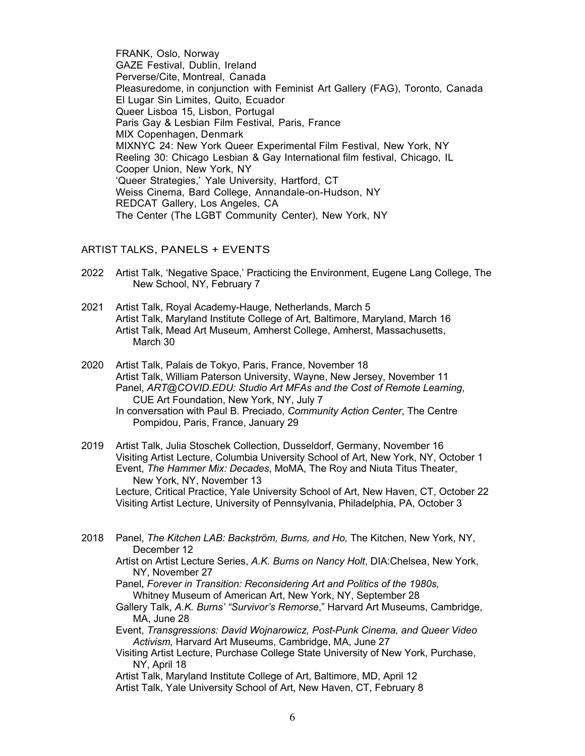FRANK, Oslo, Norway
GAZE Festival, Dublin, Ireland
Perverse/Cite, Montreal, Canada
Pleasuredome, in conjunction with Feminist Art Gallery (FAG), Toronto, Canada
El Lugar Sin Limites, Quito, Ecuador
Queer Lisboa 15, Lisbon, Portugal
Paris Gay & Lesbian Film Festival, Paris, France
MIX Copenhagen, Denmark
MIXNYC 24: New York Queer Experimental Film Festival, New York, NY
Reeling 30: Chicago Lesbian & Gay International film festival, Chicago, IL
Cooper Union, New York, NY
'Queer Strategies,' Yale University, Hartford, CT
Weiss Cinema, Bard College, Annandale-on-Hudson, NY
REDCAT Gallery, Los Angeles, CA
The Center (The LGBT Community Center), New York, NY

## ARTIST TALKS, PANELS + EVENTS

2022 Artist Talk, 'Negative Space,' Practicing the Environment, Eugene Lang College, The New School, NY, February 7

2021 Artist Talk, Royal Academy-Hauge, Netherlands, March 5
Artist Talk, Maryland Institute College of Art, Baltimore, Maryland, March 16
Artist Talk, Mead Art Museum, Amherst College, Amherst, Massachusetts, March 30

2020 Artist Talk, Palais de Tokyo, Paris, France, November 18
Artist Talk, William Paterson University, Wayne, New Jersey, November 11
Panel, *ART@COVID.EDU: Studio Art MFAs and the Cost of Remote Learning*, CUE Art Foundation, New York, NY, July 7
In conversation with Paul B. Preciado, *Community Action Center*, The Centre Pompidou, Paris, France, January 29

2019 Artist Talk, Julia Stoschek Collection, Dusseldorf, Germany, November 16
Visiting Artist Lecture, Columbia University School of Art, New York, NY, October 1
Event, *The Hammer Mix: Decades*, MoMA, The Roy and Niuta Titus Theater, New York, NY, November 13
Lecture, Critical Practice, Yale University School of Art, New Haven, CT, October 22
Visiting Artist Lecture, University of Pennsylvania, Philadelphia, PA, October 3

2018 Panel, *The Kitchen LAB: Backström, Burns, and Ho,* The Kitchen, New York, NY, December 12
Artist on Artist Lecture Series, *A.K. Burns on Nancy Holt*, DIA:Chelsea, New York, NY, November 27
Panel, *Forever in Transition: Reconsidering Art and Politics of the 1980s,* Whitney Museum of American Art, New York, NY, September 28
Gallery Talk, *A.K. Burns' "Survivor's Remorse*," Harvard Art Museums, Cambridge, MA, June 28
Event, *Transgressions: David Wojnarowicz, Post-Punk Cinema, and Queer Video Activism,* Harvard Art Museums, Cambridge, MA, June 27
Visiting Artist Lecture, Purchase College State University of New York, Purchase, NY, April 18
Artist Talk, Maryland Institute College of Art, Baltimore, MD, April 12
Artist Talk, Yale University School of Art, New Haven, CT, February 8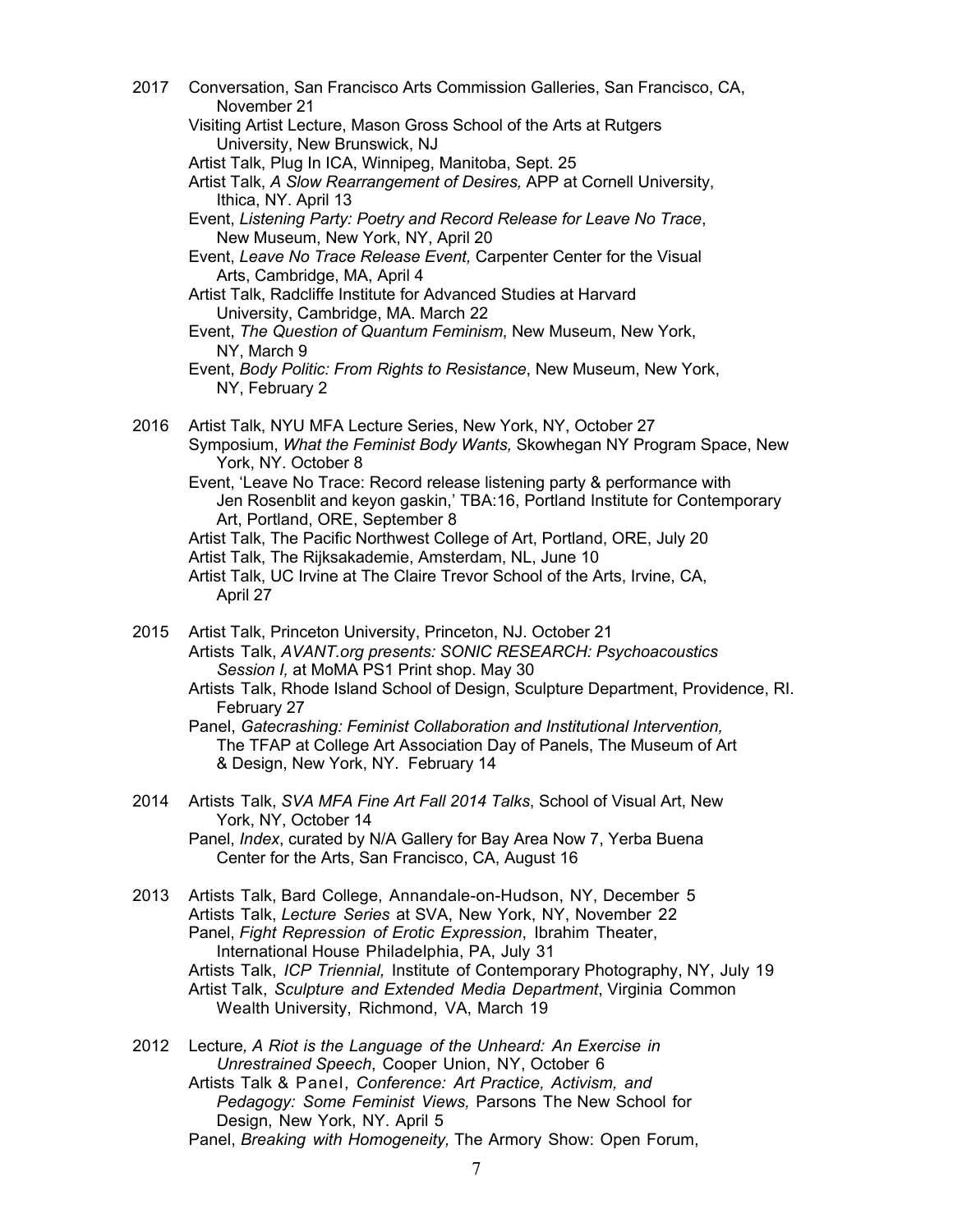2017 Conversation, San Francisco Arts Commission Galleries, San Francisco, CA, November 21
Visiting Artist Lecture, Mason Gross School of the Arts at Rutgers University, New Brunswick, NJ
Artist Talk, Plug In ICA, Winnipeg, Manitoba, Sept. 25
Artist Talk, *A Slow Rearrangement of Desires,* APP at Cornell University, Ithica, NY. April 13
Event, *Listening Party: Poetry and Record Release for Leave No Trace*, New Museum, New York, NY, April 20
Event, *Leave No Trace Release Event,* Carpenter Center for the Visual Arts, Cambridge, MA, April 4
Artist Talk, Radcliffe Institute for Advanced Studies at Harvard University, Cambridge, MA. March 22
Event, *The Question of Quantum Feminism*, New Museum, New York, NY, March 9
Event, *Body Politic: From Rights to Resistance*, New Museum, New York, NY, February 2

2016 Artist Talk, NYU MFA Lecture Series, New York, NY, October 27
Symposium, *What the Feminist Body Wants,* Skowhegan NY Program Space, New York, NY. October 8
Event, 'Leave No Trace: Record release listening party & performance with Jen Rosenblit and keyon gaskin,' TBA:16, Portland Institute for Contemporary Art, Portland, ORE, September 8
Artist Talk, The Pacific Northwest College of Art, Portland, ORE, July 20
Artist Talk, The Rijksakademie, Amsterdam, NL, June 10
Artist Talk, UC Irvine at The Claire Trevor School of the Arts, Irvine, CA, April 27

2015 Artist Talk, Princeton University, Princeton, NJ. October 21
Artists Talk, *AVANT.org presents: SONIC RESEARCH: Psychoacoustics Session I,* at MoMA PS1 Print shop. May 30
Artists Talk, Rhode Island School of Design, Sculpture Department, Providence, RI. February 27
Panel, *Gatecrashing: Feminist Collaboration and Institutional Intervention,* The TFAP at College Art Association Day of Panels, The Museum of Art & Design, New York, NY. February 14

2014 Artists Talk, *SVA MFA Fine Art Fall 2014 Talks*, School of Visual Art, New York, NY, October 14
Panel, *Index*, curated by N/A Gallery for Bay Area Now 7, Yerba Buena Center for the Arts, San Francisco, CA, August 16

2013 Artists Talk, Bard College, Annandale-on-Hudson, NY, December 5
Artists Talk, *Lecture Series* at SVA, New York, NY, November 22
Panel, *Fight Repression of Erotic Expression*, Ibrahim Theater, International House Philadelphia, PA, July 31
Artists Talk, *ICP Triennial,* Institute of Contemporary Photography, NY, July 19
Artist Talk, *Sculpture and Extended Media Department*, Virginia Common Wealth University, Richmond, VA, March 19

2012 Lecture*, A Riot is the Language of the Unheard: An Exercise in Unrestrained Speech*, Cooper Union, NY, October 6
Artists Talk & Panel, *Conference: Art Practice, Activism, and Pedagogy: Some Feminist Views,* Parsons The New School for Design, New York, NY. April 5
Panel, *Breaking with Homogeneity,* The Armory Show: Open Forum,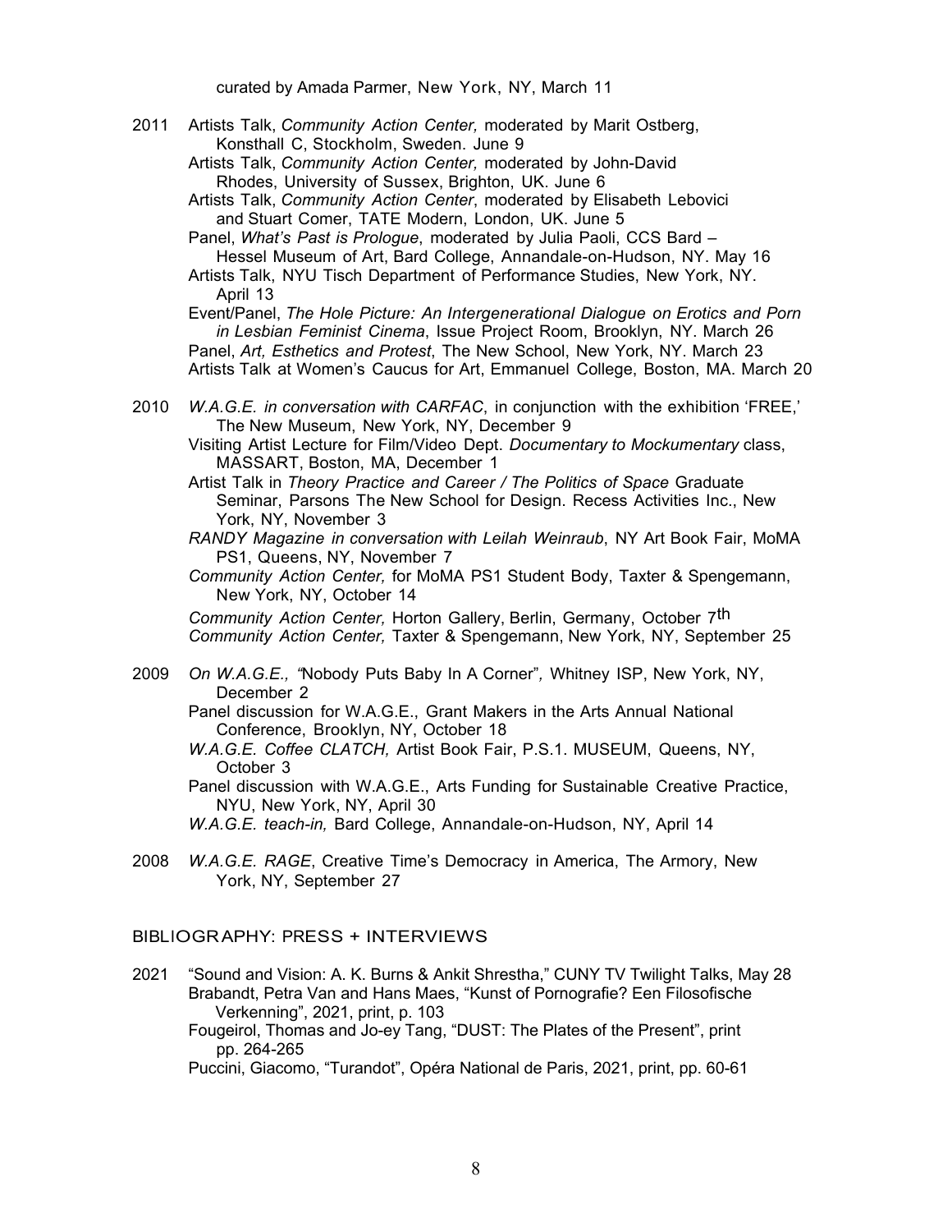curated by Amada Parmer, New York, NY, March 11

2011 Artists Talk, *Community Action Center,* moderated by Marit Ostberg, Konsthall C, Stockholm, Sweden. June 9
Artists Talk, *Community Action Center,* moderated by John-David Rhodes, University of Sussex, Brighton, UK. June 6
Artists Talk, *Community Action Center*, moderated by Elisabeth Lebovici and Stuart Comer, TATE Modern, London, UK. June 5
Panel, *What's Past is Prologue*, moderated by Julia Paoli, CCS Bard – Hessel Museum of Art, Bard College, Annandale-on-Hudson, NY. May 16
Artists Talk, NYU Tisch Department of Performance Studies, New York, NY. April 13
Event/Panel, *The Hole Picture: An Intergenerational Dialogue on Erotics and Porn in Lesbian Feminist Cinema*, Issue Project Room, Brooklyn, NY. March 26
Panel, *Art, Esthetics and Protest*, The New School, New York, NY. March 23
Artists Talk at Women's Caucus for Art, Emmanuel College, Boston, MA. March 20

2010 *W.A.G.E. in conversation with CARFAC*, in conjunction with the exhibition 'FREE,' The New Museum, New York, NY, December 9
Visiting Artist Lecture for Film/Video Dept. *Documentary to Mockumentary* class, MASSART, Boston, MA, December 1
Artist Talk in *Theory Practice and Career / The Politics of Space* Graduate Seminar, Parsons The New School for Design. Recess Activities Inc., New York, NY, November 3
*RANDY Magazine in conversation with Leilah Weinraub*, NY Art Book Fair, MoMA PS1, Queens, NY, November 7
*Community Action Center,* for MoMA PS1 Student Body, Taxter & Spengemann, New York, NY, October 14
*Community Action Center,* Horton Gallery, Berlin, Germany, October 7th
*Community Action Center,* Taxter & Spengemann, New York, NY, September 25

2009 *On W.A.G.E., "*Nobody Puts Baby In A Corner"*,* Whitney ISP, New York, NY, December 2
Panel discussion for W.A.G.E., Grant Makers in the Arts Annual National Conference, Brooklyn, NY, October 18
*W.A.G.E. Coffee CLATCH,* Artist Book Fair, P.S.1. MUSEUM, Queens, NY, October 3
Panel discussion with W.A.G.E., Arts Funding for Sustainable Creative Practice, NYU, New York, NY, April 30
*W.A.G.E. teach-in,* Bard College, Annandale-on-Hudson, NY, April 14

2008 *W.A.G.E. RAGE*, Creative Time's Democracy in America, The Armory, New York, NY, September 27

## BIBLIOGRAPHY: PRESS + INTERVIEWS

2021 "Sound and Vision: A. K. Burns & Ankit Shrestha," CUNY TV Twilight Talks, May 28
Brabandt, Petra Van and Hans Maes, "Kunst of Pornografie? Een Filosofische Verkenning", 2021, print, p. 103
Fougeirol, Thomas and Jo-ey Tang, "DUST: The Plates of the Present", print pp. 264-265
Puccini, Giacomo, "Turandot", Opéra National de Paris, 2021, print, pp. 60-61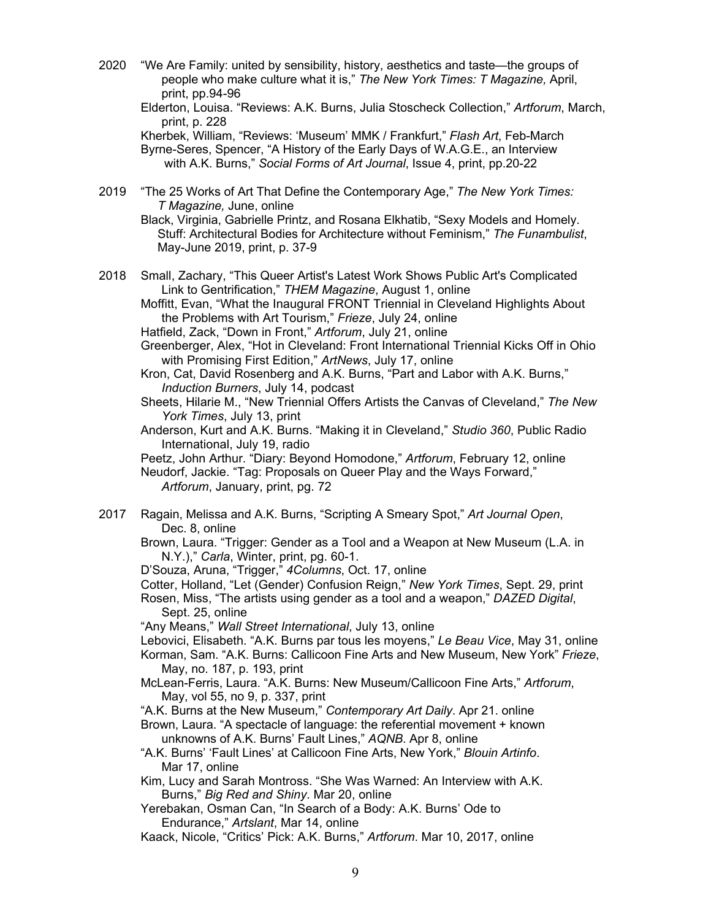2020 “We Are Family: united by sensibility, history, aesthetics and taste—the groups of people who make culture what it is,” *The New York Times: T Magazine,* April, print, pp.94-96

Elderton, Louisa. “Reviews: A.K. Burns, Julia Stoscheck Collection,” *Artforum*, March, print, p. 228

Kherbek, William, “Reviews: ‘Museum’ MMK / Frankfurt,” *Flash Art*, Feb-March

Byrne-Seres, Spencer, “A History of the Early Days of W.A.G.E., an Interview with A.K. Burns,” *Social Forms of Art Journal*, Issue 4, print, pp.20-22

2019 “The 25 Works of Art That Define the Contemporary Age,” *The New York Times: T Magazine,* June, online

Black, Virginia, Gabrielle Printz, and Rosana Elkhatib, “Sexy Models and Homely. Stuff: Architectural Bodies for Architecture without Feminism,” *The Funambulist*, May-June 2019, print, p. 37-9

2018 Small, Zachary, “This Queer Artist's Latest Work Shows Public Art's Complicated Link to Gentrification,” *THEM Magazine*, August 1, online

Moffitt, Evan, “What the Inaugural FRONT Triennial in Cleveland Highlights About the Problems with Art Tourism,” *Frieze*, July 24, online

Hatfield, Zack, “Down in Front,” *Artforum*, July 21, online

Greenberger, Alex, “Hot in Cleveland: Front International Triennial Kicks Off in Ohio with Promising First Edition,” *ArtNews*, July 17, online

Kron, Cat, David Rosenberg and A.K. Burns, “Part and Labor with A.K. Burns,” *Induction Burners*, July 14, podcast

Sheets, Hilarie M., “New Triennial Offers Artists the Canvas of Cleveland,” *The New York Times*, July 13, print

Anderson, Kurt and A.K. Burns. “Making it in Cleveland,” *Studio 360*, Public Radio International, July 19, radio

Peetz, John Arthur. “Diary: Beyond Homodone,” *Artforum*, February 12, online

Neudorf, Jackie. “Tag: Proposals on Queer Play and the Ways Forward,” *Artforum*, January, print, pg. 72

2017 Ragain, Melissa and A.K. Burns, “Scripting A Smeary Spot,” *Art Journal Open*, Dec. 8, online

Brown, Laura. “Trigger: Gender as a Tool and a Weapon at New Museum (L.A. in N.Y.),” *Carla*, Winter, print, pg. 60-1.

D’Souza, Aruna, “Trigger,” *4Columns*, Oct. 17, online

Cotter, Holland, “Let (Gender) Confusion Reign,” *New York Times*, Sept. 29, print

Rosen, Miss, “The artists using gender as a tool and a weapon,” *DAZED Digital*, Sept. 25, online

“Any Means,” *Wall Street International*, July 13, online

Lebovici, Elisabeth. “A.K. Burns par tous les moyens,” *Le Beau Vice*, May 31, online

Korman, Sam. “A.K. Burns: Callicoon Fine Arts and New Museum, New York” *Frieze*, May, no. 187, p. 193, print

McLean-Ferris, Laura. “A.K. Burns: New Museum/Callicoon Fine Arts,” *Artforum*, May, vol 55, no 9, p. 337, print

“A.K. Burns at the New Museum,” *Contemporary Art Daily*. Apr 21. online

Brown, Laura. “A spectacle of language: the referential movement + known unknowns of A.K. Burns’ Fault Lines,” *AQNB*. Apr 8, online

“A.K. Burns’ ‘Fault Lines’ at Callicoon Fine Arts, New York,” *Blouin Artinfo*. Mar 17, online

Kim, Lucy and Sarah Montross. “She Was Warned: An Interview with A.K. Burns,” *Big Red and Shiny*. Mar 20, online

Yerebakan, Osman Can, “In Search of a Body: A.K. Burns’ Ode to Endurance,” *Artslant*, Mar 14, online

Kaack, Nicole, “Critics’ Pick: A.K. Burns,” *Artforum*. Mar 10, 2017, online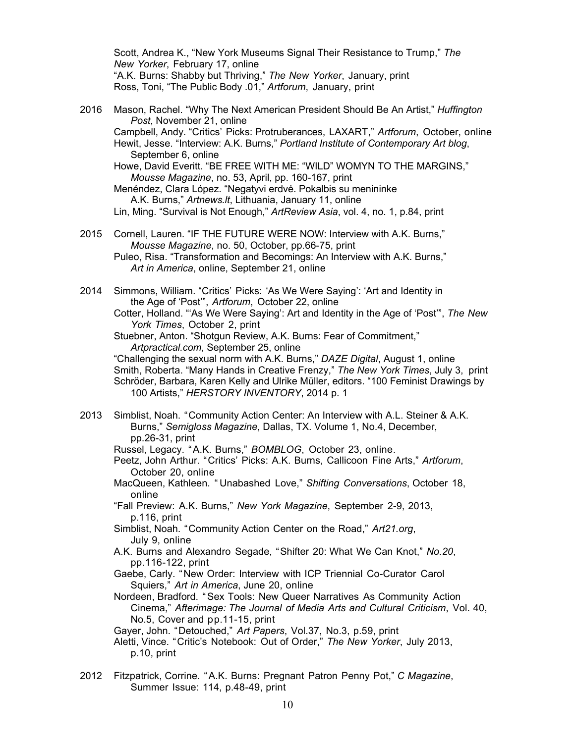Scott, Andrea K., "New York Museums Signal Their Resistance to Trump," *The New Yorker*, February 17, online
"A.K. Burns: Shabby but Thriving," *The New Yorker*, January, print
Ross, Toni, "The Public Body .01," *Artforum*, January, print

2016 Mason, Rachel. "Why The Next American President Should Be An Artist," *Huffington Post*, November 21, online
Campbell, Andy. "Critics' Picks: Protruberances, LAXART," *Artforum*, October, online
Hewit, Jesse. "Interview: A.K. Burns," *Portland Institute of Contemporary Art blog*, September 6, online
Howe, David Everitt. "BE FREE WITH ME: "WILD" WOMYN TO THE MARGINS," *Mousse Magazine*, no. 53, April, pp. 160-167, print
Menéndez, Clara López. "Negatyvi erdvė. Pokalbis su menininke A.K. Burns," *Artnews.lt*, Lithuania, January 11, online
Lin, Ming. "Survival is Not Enough," *ArtReview Asia*, vol. 4, no. 1, p.84, print

2015 Cornell, Lauren. "IF THE FUTURE WERE NOW: Interview with A.K. Burns," *Mousse Magazine*, no. 50, October, pp.66-75, print
Puleo, Risa. "Transformation and Becomings: An Interview with A.K. Burns," *Art in America*, online, September 21, online

2014 Simmons, William. "Critics' Picks: 'As We Were Saying': 'Art and Identity in the Age of 'Post'", *Artforum*, October 22, online
Cotter, Holland. "'As We Were Saying': Art and Identity in the Age of 'Post'", *The New York Times*, October 2, print
Stuebner, Anton. "Shotgun Review, A.K. Burns: Fear of Commitment," *Artpractical.com*, September 25, online
"Challenging the sexual norm with A.K. Burns," *DAZE Digital*, August 1, online
Smith, Roberta. "Many Hands in Creative Frenzy," *The New York Times*, July 3, print
Schröder, Barbara, Karen Kelly and Ulrike Müller, editors. "100 Feminist Drawings by 100 Artists," *HERSTORY INVENTORY*, 2014 p. 1

2013 Simblist, Noah. "Community Action Center: An Interview with A.L. Steiner & A.K. Burns," *Semigloss Magazine*, Dallas, TX. Volume 1, No.4, December, pp.26-31, print
Russel, Legacy. "A.K. Burns," *BOMBLOG*, October 23, online.
Peetz, John Arthur. "Critics' Picks: A.K. Burns, Callicoon Fine Arts," *Artforum*, October 20, online
MacQueen, Kathleen. "Unabashed Love," *Shifting Conversations*, October 18, online
"Fall Preview: A.K. Burns," *New York Magazine*, September 2-9, 2013, p.116, print
Simblist, Noah. "Community Action Center on the Road," *Art21.org*, July 9, online
A.K. Burns and Alexandro Segade, "Shifter 20: What We Can Knot," *No.20*, pp.116-122, print
Gaebe, Carly. "New Order: Interview with ICP Triennial Co-Curator Carol Squiers," *Art in America*, June 20, online
Nordeen, Bradford. "Sex Tools: New Queer Narratives As Community Action Cinema," *Afterimage: The Journal of Media Arts and Cultural Criticism*, Vol. 40, No.5, Cover and pp.11-15, print
Gayer, John. "Detouched," *Art Papers*, Vol.37, No.3, p.59, print
Aletti, Vince. "Critic's Notebook: Out of Order," *The New Yorker*, July 2013, p.10, print

2012 Fitzpatrick, Corrine. "A.K. Burns: Pregnant Patron Penny Pot," *C Magazine*, Summer Issue: 114, p.48-49, print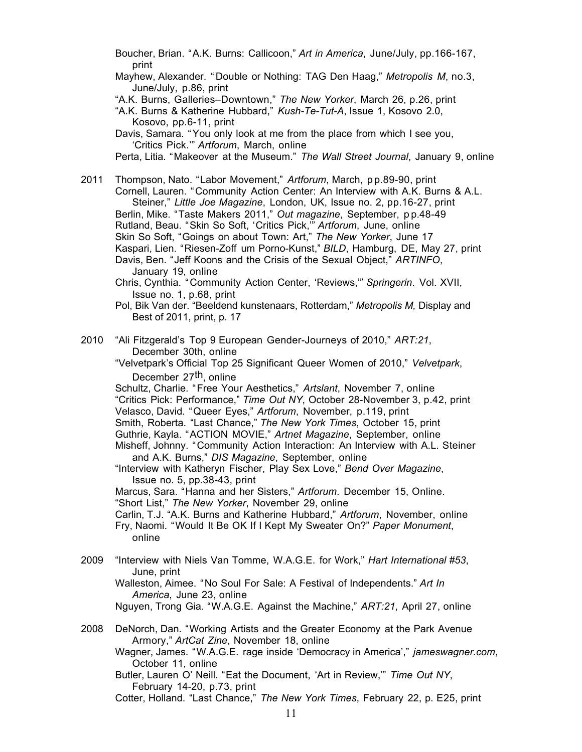Boucher, Brian. "A.K. Burns: Callicoon," *Art in America*, June/July, pp.166-167, print

Mayhew, Alexander. " Double or Nothing: TAG Den Haag," *Metropolis M*, no.3, June/July, p.86, print

"A.K. Burns, Galleries–Downtown," *The New Yorker*, March 26, p.26, print

"A.K. Burns & Katherine Hubbard," *Kush-Te-Tut-A*, Issue 1, Kosovo 2.0, Kosovo, pp.6-11, print

Davis, Samara. "You only look at me from the place from which I see you, 'Critics Pick.'" *Artforum*, March, online

Perta, Litia. "Makeover at the Museum." *The Wall Street Journal*, January 9, online

2011 Thompson, Nato. "Labor Movement," *Artforum*, March, pp.89-90, print

Cornell, Lauren. "Community Action Center: An Interview with A.K. Burns & A.L. Steiner," *Little Joe Magazine*, London, UK, Issue no. 2, pp.16-27, print

Berlin, Mike. "Taste Makers 2011," *Out magazine*, September, pp.48-49

Rutland, Beau. "Skin So Soft, 'Critics Pick,'" *Artforum*, June, online

Skin So Soft, "Goings on about Town: Art," *The New Yorker*, June 17

Kaspari, Lien. "Riesen-Zoff um Porno-Kunst," *BILD*, Hamburg, DE, May 27, print

Davis, Ben. "Jeff Koons and the Crisis of the Sexual Object," *ARTINFO*, January 19, online

Chris, Cynthia. "Community Action Center, 'Reviews,'" *Springerin*. Vol. XVII, Issue no. 1, p.68, print

Pol, Bik Van der. "Beeldend kunstenaars, Rotterdam," *Metropolis M,* Display and Best of 2011, print, p. 17

2010 "Ali Fitzgerald's Top 9 European Gender-Journeys of 2010," *ART:21*, December 30th, online

"Velvetpark's Official Top 25 Significant Queer Women of 2010," *Velvetpark*, December 27th, online

Schultz, Charlie. "Free Your Aesthetics," *Artslant*, November 7, online

"Critics Pick: Performance," *Time Out NY*, October 28-November 3, p.42, print

Velasco, David. "Queer Eyes," *Artforum*, November, p.119, print

Smith, Roberta. "Last Chance," *The New York Times*, October 15, print

Guthrie, Kayla. "ACTION MOVIE," *Artnet Magazine*, September, online

Misheff, Johnny. "Community Action Interaction: An Interview with A.L. Steiner and A.K. Burns," *DIS Magazine*, September, online

"Interview with Katheryn Fischer, Play Sex Love," *Bend Over Magazine*, Issue no. 5, pp.38-43, print

Marcus, Sara. "Hanna and her Sisters," *Artforum*. December 15, Online.

"Short List," *The New Yorker*, November 29, online

Carlin, T.J. "A.K. Burns and Katherine Hubbard," *Artforum*, November, online

Fry, Naomi. "Would It Be OK If I Kept My Sweater On?" *Paper Monument*, online

2009 "Interview with Niels Van Tomme, W.A.G.E. for Work," *Hart International #53*, June, print

Walleston, Aimee. "No Soul For Sale: A Festival of Independents." *Art In America*, June 23, online

Nguyen, Trong Gia. "W.A.G.E. Against the Machine," *ART:21*, April 27, online

2008 DeNorch, Dan. "Working Artists and the Greater Economy at the Park Avenue Armory," *ArtCat Zine*, November 18, online

Wagner, James. "W.A.G.E. rage inside 'Democracy in America'," *jameswagner.com*, October 11, online

Butler, Lauren O' Neill. "Eat the Document, 'Art in Review,'" *Time Out NY*, February 14-20, p.73, print

Cotter, Holland. "Last Chance," *The New York Times*, February 22, p. E25, print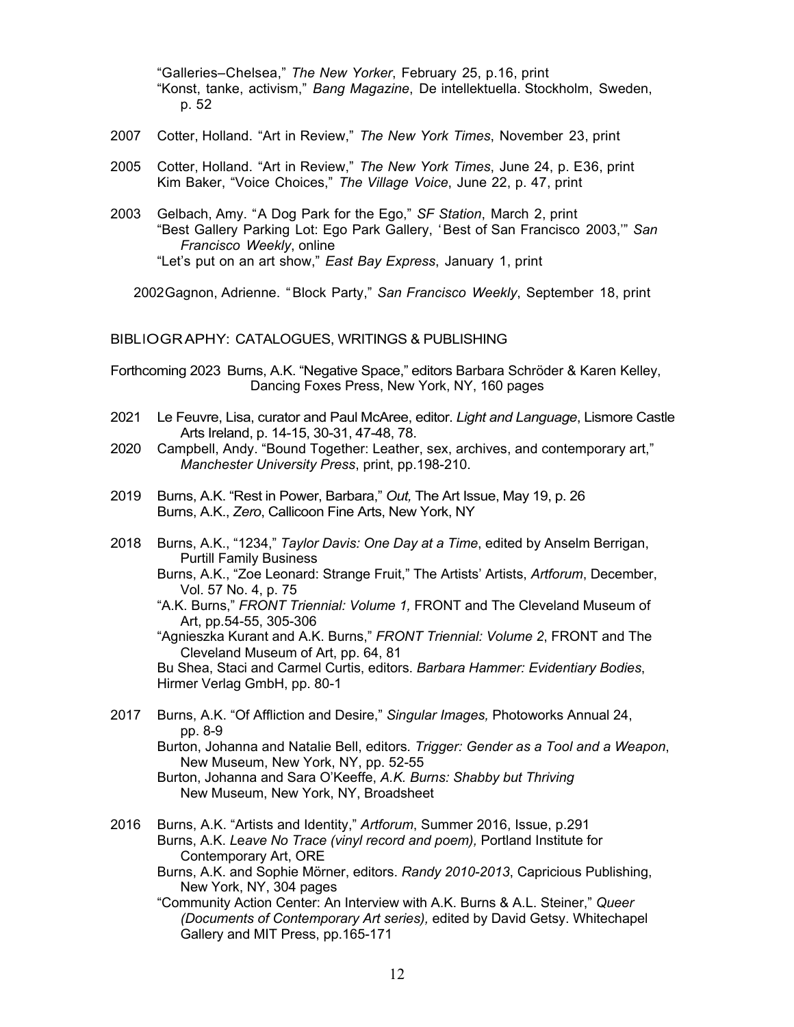"Galleries–Chelsea," *The New Yorker*, February 25, p.16, print
"Konst, tanke, activism," *Bang Magazine*, De intellektuella. Stockholm, Sweden, p. 52

2007 Cotter, Holland. "Art in Review," *The New York Times*, November 23, print

2005 Cotter, Holland. "Art in Review," *The New York Times*, June 24, p. E36, print
Kim Baker, "Voice Choices," *The Village Voice*, June 22, p. 47, print

2003 Gelbach, Amy. "A Dog Park for the Ego," *SF Station*, March 2, print
"Best Gallery Parking Lot: Ego Park Gallery, 'Best of San Francisco 2003,'" *San Francisco Weekly*, online
"Let's put on an art show," *East Bay Express*, January 1, print

2002 Gagnon, Adrienne. "Block Party," *San Francisco Weekly*, September 18, print

## BIBLIOGRAPHY: CATALOGUES, WRITINGS & PUBLISHING

Forthcoming 2023 Burns, A.K. "Negative Space," editors Barbara Schröder & Karen Kelley, Dancing Foxes Press, New York, NY, 160 pages

2021 Le Feuvre, Lisa, curator and Paul McAree, editor. *Light and Language*, Lismore Castle Arts Ireland, p. 14-15, 30-31, 47-48, 78.

2020 Campbell, Andy. "Bound Together: Leather, sex, archives, and contemporary art," *Manchester University Press*, print, pp.198-210.

2019 Burns, A.K. "Rest in Power, Barbara," *Out,* The Art Issue, May 19, p. 26
Burns, A.K., *Zero*, Callicoon Fine Arts, New York, NY

2018 Burns, A.K., "1234," *Taylor Davis: One Day at a Time*, edited by Anselm Berrigan, Purtill Family Business
Burns, A.K., "Zoe Leonard: Strange Fruit," The Artists' Artists, *Artforum*, December, Vol. 57 No. 4, p. 75
"A.K. Burns," *FRONT Triennial: Volume 1,* FRONT and The Cleveland Museum of Art, pp.54-55, 305-306
"Agnieszka Kurant and A.K. Burns," *FRONT Triennial: Volume 2*, FRONT and The Cleveland Museum of Art, pp. 64, 81
Bu Shea, Staci and Carmel Curtis, editors. *Barbara Hammer: Evidentiary Bodies*, Hirmer Verlag GmbH, pp. 80-1

2017 Burns, A.K. "Of Affliction and Desire," *Singular Images,* Photoworks Annual 24, pp. 8-9
Burton, Johanna and Natalie Bell, editors. *Trigger: Gender as a Tool and a Weapon*, New Museum, New York, NY, pp. 52-55
Burton, Johanna and Sara O'Keeffe, *A.K. Burns: Shabby but Thriving* New Museum, New York, NY, Broadsheet

2016 Burns, A.K. "Artists and Identity," *Artforum*, Summer 2016, Issue, p.291
Burns, A.K. *Leave No Trace (vinyl record and poem),* Portland Institute for Contemporary Art, ORE
Burns, A.K. and Sophie Mörner, editors. *Randy 2010-2013*, Capricious Publishing, New York, NY, 304 pages
"Community Action Center: An Interview with A.K. Burns & A.L. Steiner," *Queer (Documents of Contemporary Art series),* edited by David Getsy. Whitechapel Gallery and MIT Press, pp.165-171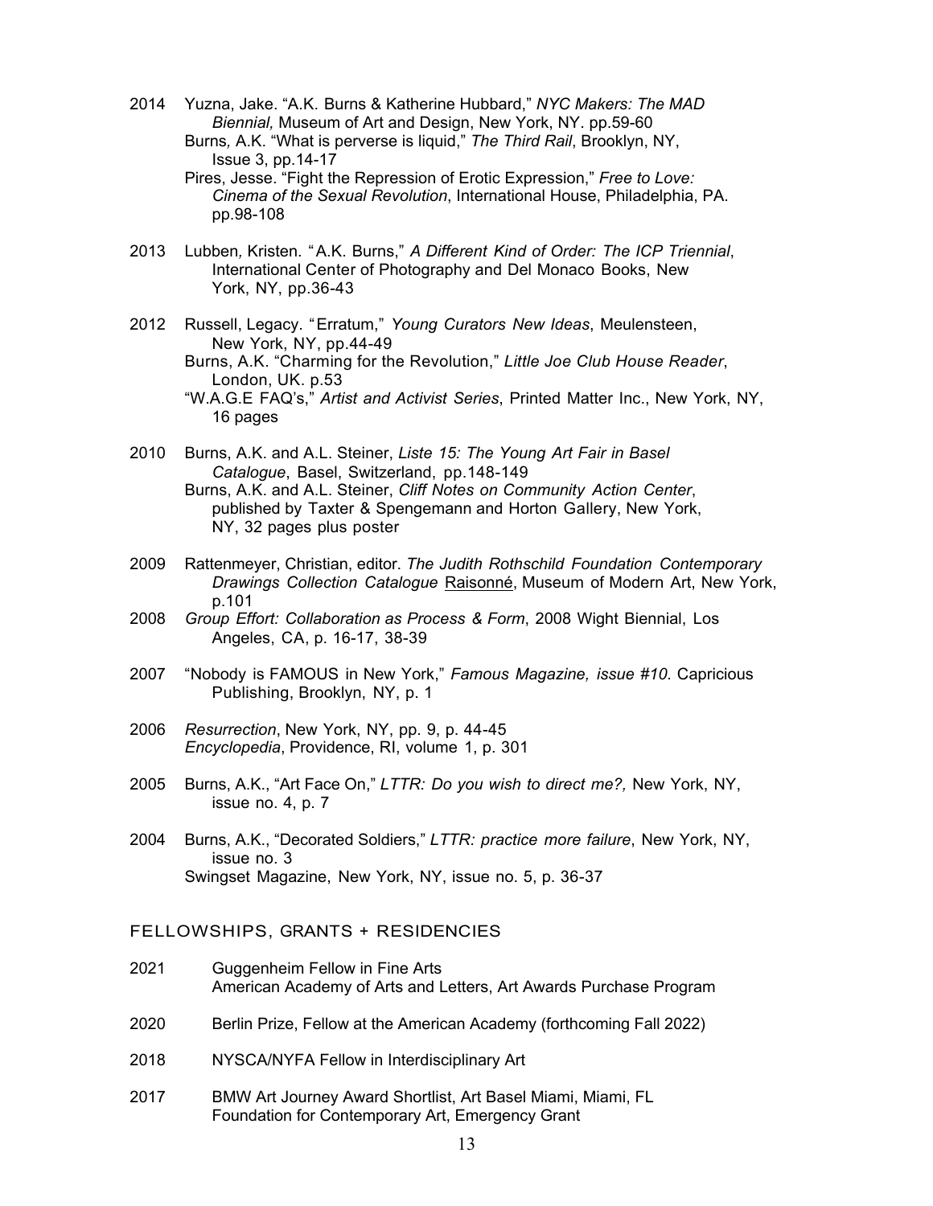2014 Yuzna, Jake. "A.K. Burns & Katherine Hubbard," *NYC Makers: The MAD Biennial,* Museum of Art and Design, New York, NY. pp.59-60
Burns, A.K. "What is perverse is liquid," *The Third Rail*, Brooklyn, NY, Issue 3, pp.14-17
Pires, Jesse. "Fight the Repression of Erotic Expression," *Free to Love: Cinema of the Sexual Revolution*, International House, Philadelphia, PA. pp.98-108

2013 Lubben, Kristen. "A.K. Burns," *A Different Kind of Order: The ICP Triennial*, International Center of Photography and Del Monaco Books, New York, NY, pp.36-43

2012 Russell, Legacy. "Erratum," *Young Curators New Ideas*, Meulensteen, New York, NY, pp.44-49
Burns, A.K. "Charming for the Revolution," *Little Joe Club House Reader*, London, UK. p.53
"W.A.G.E FAQ's," *Artist and Activist Series*, Printed Matter Inc., New York, NY, 16 pages

2010 Burns, A.K. and A.L. Steiner, *Liste 15: The Young Art Fair in Basel Catalogue*, Basel, Switzerland, pp.148-149
Burns, A.K. and A.L. Steiner, *Cliff Notes on Community Action Center*, published by Taxter & Spengemann and Horton Gallery, New York, NY, 32 pages plus poster

2009 Rattenmeyer, Christian, editor. *The Judith Rothschild Foundation Contemporary Drawings Collection Catalogue* Raisonné, Museum of Modern Art, New York, p.101

2008 *Group Effort: Collaboration as Process & Form*, 2008 Wight Biennial, Los Angeles, CA, p. 16-17, 38-39

2007 "Nobody is FAMOUS in New York," *Famous Magazine, issue #10*. Capricious Publishing, Brooklyn, NY, p. 1

2006 *Resurrection*, New York, NY, pp. 9, p. 44-45
*Encyclopedia*, Providence, RI, volume 1, p. 301

2005 Burns, A.K., "Art Face On," *LTTR: Do you wish to direct me?,* New York, NY, issue no. 4, p. 7

2004 Burns, A.K., "Decorated Soldiers," *LTTR: practice more failure*, New York, NY, issue no. 3
Swingset Magazine, New York, NY, issue no. 5, p. 36-37

## FELLOWSHIPS, GRANTS + RESIDENCIES

2021 Guggenheim Fellow in Fine Arts
American Academy of Arts and Letters, Art Awards Purchase Program

2020 Berlin Prize, Fellow at the American Academy (forthcoming Fall 2022)

2018 NYSCA/NYFA Fellow in Interdisciplinary Art

2017 BMW Art Journey Award Shortlist, Art Basel Miami, Miami, FL
Foundation for Contemporary Art, Emergency Grant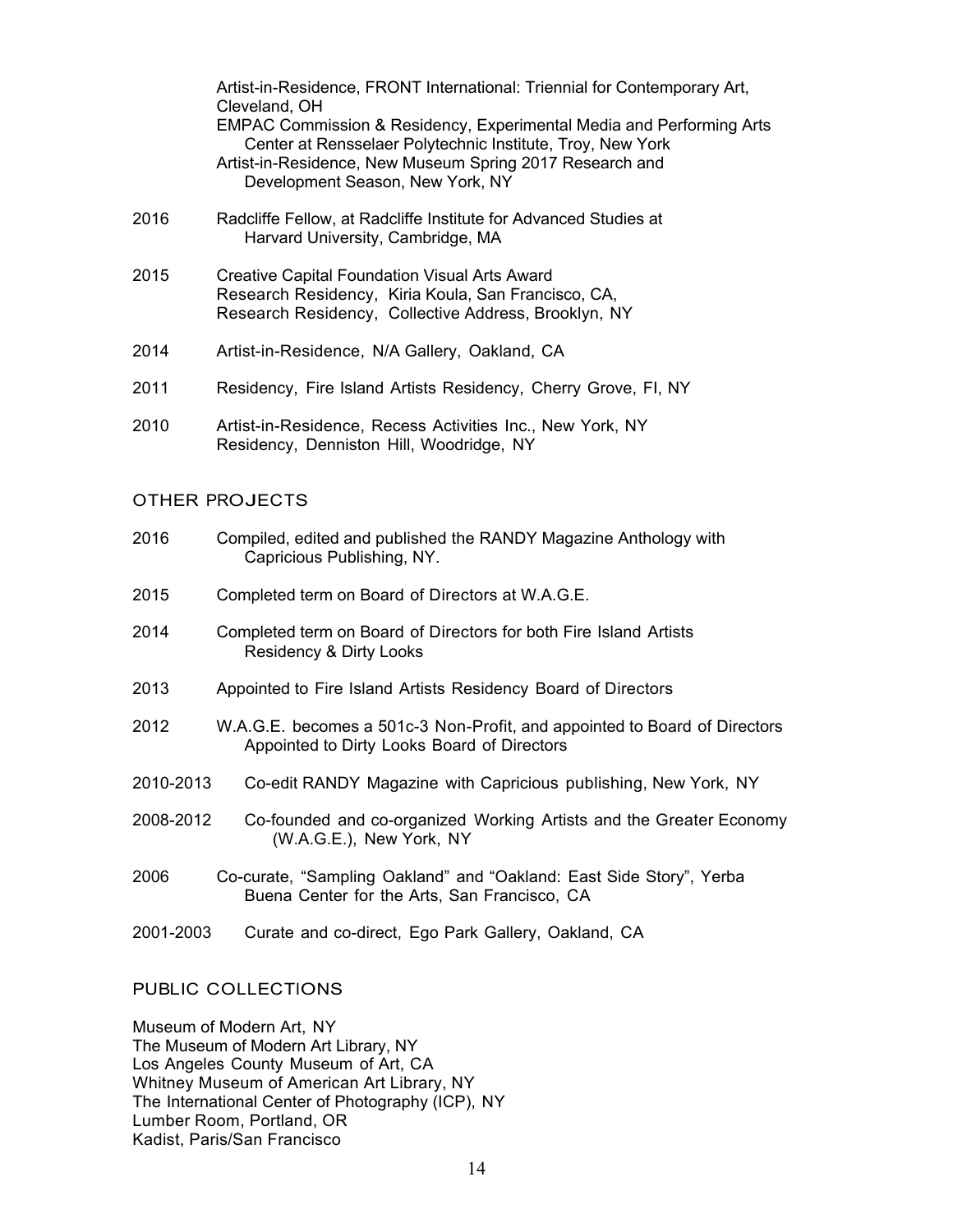Artist-in-Residence, FRONT International: Triennial for Contemporary Art, Cleveland, OH
EMPAC Commission & Residency, Experimental Media and Performing Arts Center at Rensselaer Polytechnic Institute, Troy, New York
Artist-in-Residence, New Museum Spring 2017 Research and Development Season, New York, NY

2016 Radcliffe Fellow, at Radcliffe Institute for Advanced Studies at Harvard University, Cambridge, MA

2015 Creative Capital Foundation Visual Arts Award
Research Residency, Kiria Koula, San Francisco, CA,
Research Residency, Collective Address, Brooklyn, NY

2014 Artist-in-Residence, N/A Gallery, Oakland, CA

2011 Residency, Fire Island Artists Residency, Cherry Grove, FI, NY

2010 Artist-in-Residence, Recess Activities Inc., New York, NY
Residency, Denniston Hill, Woodridge, NY

## OTHER PROJECTS

2016 Compiled, edited and published the RANDY Magazine Anthology with Capricious Publishing, NY.

2015 Completed term on Board of Directors at W.A.G.E.

2014 Completed term on Board of Directors for both Fire Island Artists Residency & Dirty Looks

2013 Appointed to Fire Island Artists Residency Board of Directors

2012 W.A.G.E. becomes a 501c-3 Non-Profit, and appointed to Board of Directors
Appointed to Dirty Looks Board of Directors

2010-2013 Co-edit RANDY Magazine with Capricious publishing, New York, NY

2008-2012 Co-founded and co-organized Working Artists and the Greater Economy (W.A.G.E.), New York, NY

2006 Co-curate, "Sampling Oakland" and "Oakland: East Side Story", Yerba Buena Center for the Arts, San Francisco, CA

2001-2003 Curate and co-direct, Ego Park Gallery, Oakland, CA

## PUBLIC COLLECTIONS

Museum of Modern Art, NY
The Museum of Modern Art Library, NY
Los Angeles County Museum of Art, CA
Whitney Museum of American Art Library, NY
The International Center of Photography (ICP), NY
Lumber Room, Portland, OR
Kadist, Paris/San Francisco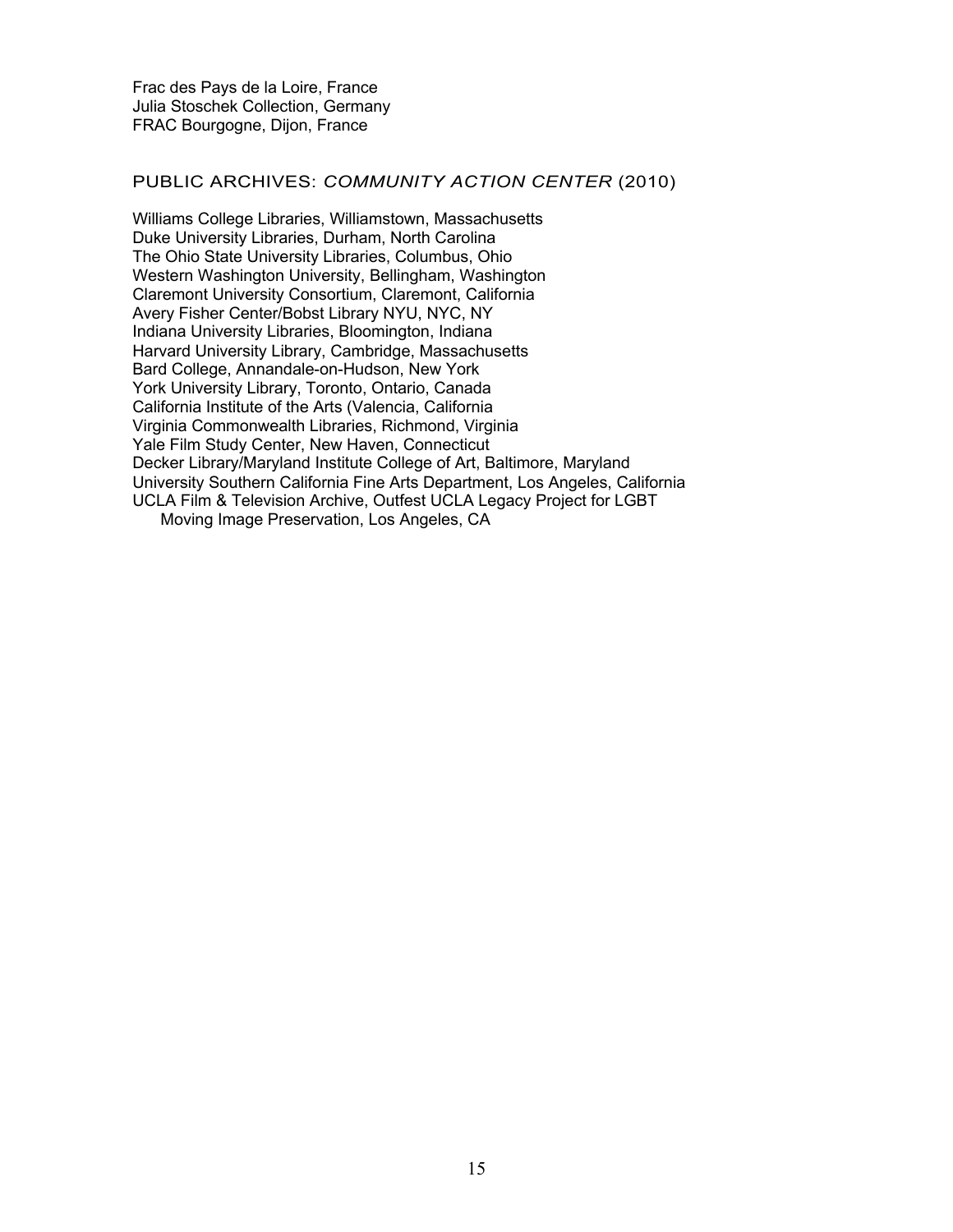Frac des Pays de la Loire, France
Julia Stoschek Collection, Germany
FRAC Bourgogne, Dijon, France

## PUBLIC ARCHIVES: *COMMUNITY ACTION CENTER* (2010)

Williams College Libraries, Williamstown, Massachusetts
Duke University Libraries, Durham, North Carolina
The Ohio State University Libraries, Columbus, Ohio
Western Washington University, Bellingham, Washington
Claremont University Consortium, Claremont, California
Avery Fisher Center/Bobst Library NYU, NYC, NY
Indiana University Libraries, Bloomington, Indiana
Harvard University Library, Cambridge, Massachusetts
Bard College, Annandale-on-Hudson, New York
York University Library, Toronto, Ontario, Canada
California Institute of the Arts (Valencia, California
Virginia Commonwealth Libraries, Richmond, Virginia
Yale Film Study Center, New Haven, Connecticut
Decker Library/Maryland Institute College of Art, Baltimore, Maryland
University Southern California Fine Arts Department, Los Angeles, California
UCLA Film & Television Archive, Outfest UCLA Legacy Project for LGBT
Moving Image Preservation, Los Angeles, CA